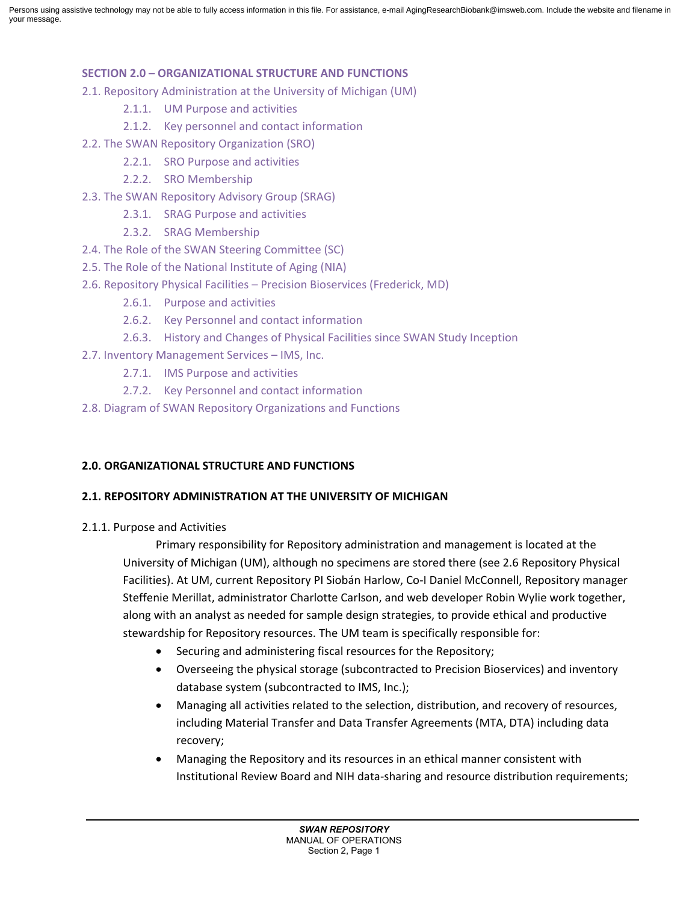Persons using assistive technology may not be able to fully access information in this file. For assistance, e-mail AgingResearchBiobank@imsweb.com. Include the website and filename in your message.

**SECTION 2.0 – ORGANIZATIONAL STRUCTURE AND FUNCTIONS**

- 2.1. Repository Administration at the University of Michigan (UM)
  - 2.1.1. UM Purpose and activities
  - 2.1.2. Key personnel and contact information
- 2.2. The SWAN Repository Organization (SRO)
  - 2.2.1. SRO Purpose and activities
  - 2.2.2. SRO Membership
- 2.3. The SWAN Repository Advisory Group (SRAG)
  - 2.3.1. SRAG Purpose and activities
  - 2.3.2. SRAG Membership
- 2.4. The Role of the SWAN Steering Committee (SC)
- 2.5. The Role of the National Institute of Aging (NIA)
- 2.6. Repository Physical Facilities – Precision Bioservices (Frederick, MD)
  - 2.6.1. Purpose and activities
  - 2.6.2. Key Personnel and contact information
  - 2.6.3. History and Changes of Physical Facilities since SWAN Study Inception
- 2.7. Inventory Management Services – IMS, Inc.
  - 2.7.1. IMS Purpose and activities
  - 2.7.2. Key Personnel and contact information
- 2.8. Diagram of SWAN Repository Organizations and Functions

# 2.0. ORGANIZATIONAL STRUCTURE AND FUNCTIONS

## 2.1. REPOSITORY ADMINISTRATION AT THE UNIVERSITY OF MICHIGAN

### 2.1.1. Purpose and Activities

Primary responsibility for Repository administration and management is located at the University of Michigan (UM), although no specimens are stored there (see 2.6 Repository Physical Facilities). At UM, current Repository PI Siobán Harlow, Co-I Daniel McConnell, Repository manager Steffenie Merillat, administrator Charlotte Carlson, and web developer Robin Wylie work together, along with an analyst as needed for sample design strategies, to provide ethical and productive stewardship for Repository resources. The UM team is specifically responsible for:

- Securing and administering fiscal resources for the Repository;
- Overseeing the physical storage (subcontracted to Precision Bioservices) and inventory database system (subcontracted to IMS, Inc.);
- Managing all activities related to the selection, distribution, and recovery of resources, including Material Transfer and Data Transfer Agreements (MTA, DTA) including data recovery;
- Managing the Repository and its resources in an ethical manner consistent with Institutional Review Board and NIH data-sharing and resource distribution requirements;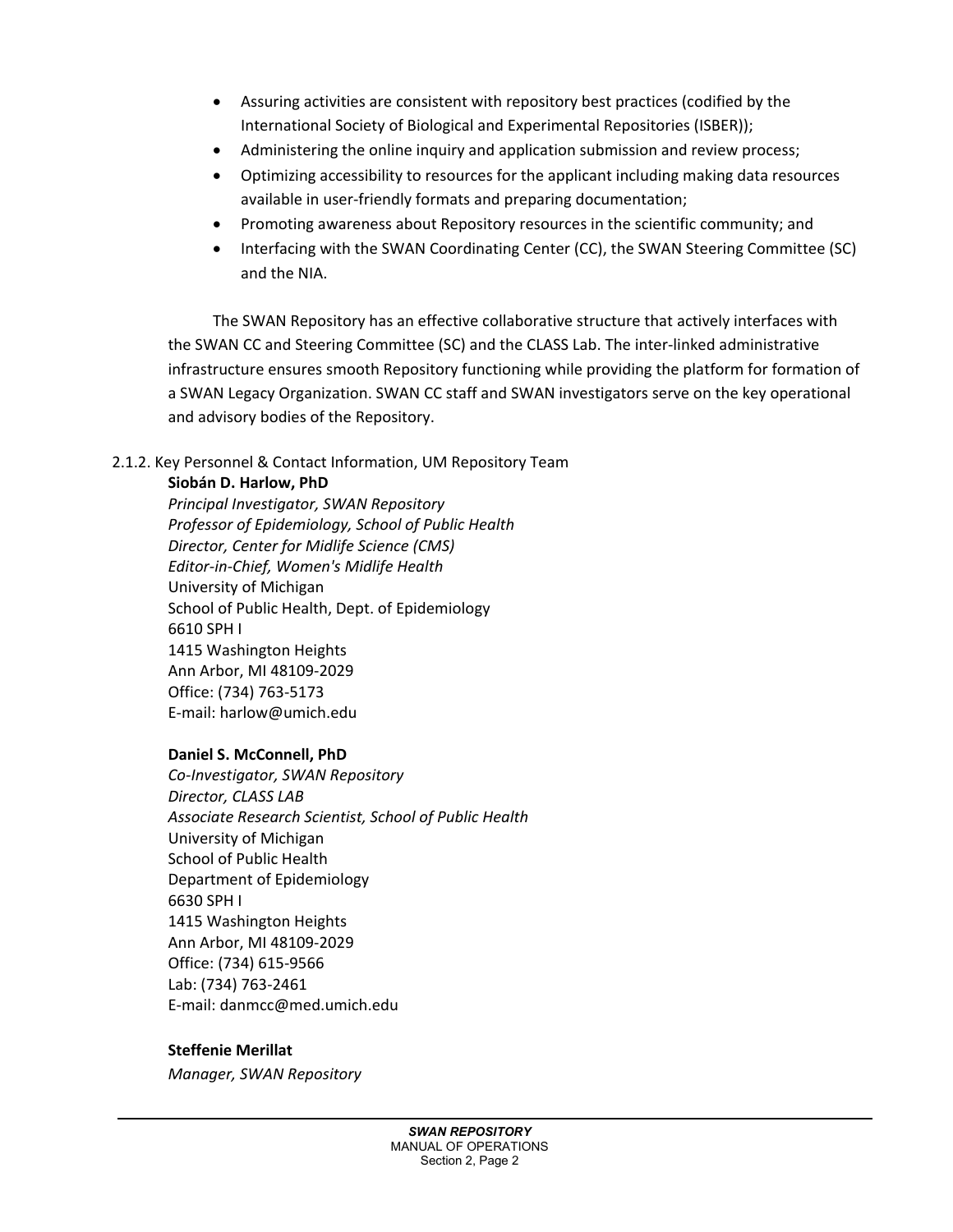- Assuring activities are consistent with repository best practices (codified by the International Society of Biological and Experimental Repositories (ISBER));
- Administering the online inquiry and application submission and review process;
- Optimizing accessibility to resources for the applicant including making data resources available in user-friendly formats and preparing documentation;
- Promoting awareness about Repository resources in the scientific community; and
- Interfacing with the SWAN Coordinating Center (CC), the SWAN Steering Committee (SC) and the NIA.

The SWAN Repository has an effective collaborative structure that actively interfaces with the SWAN CC and Steering Committee (SC) and the CLASS Lab. The inter-linked administrative infrastructure ensures smooth Repository functioning while providing the platform for formation of a SWAN Legacy Organization. SWAN CC staff and SWAN investigators serve on the key operational and advisory bodies of the Repository.

2.1.2. Key Personnel & Contact Information, UM Repository Team

**Siobán D. Harlow, PhD**
*Principal Investigator, SWAN Repository*
*Professor of Epidemiology, School of Public Health*
*Director, Center for Midlife Science (CMS)*
*Editor-in-Chief, Women's Midlife Health*
University of Michigan
School of Public Health, Dept. of Epidemiology
6610 SPH I
1415 Washington Heights
Ann Arbor, MI 48109-2029
Office: (734) 763-5173
E-mail: harlow@umich.edu

**Daniel S. McConnell, PhD**
*Co-Investigator, SWAN Repository*
*Director, CLASS LAB*
*Associate Research Scientist, School of Public Health*
University of Michigan
School of Public Health
Department of Epidemiology
6630 SPH I
1415 Washington Heights
Ann Arbor, MI 48109-2029
Office: (734) 615-9566
Lab: (734) 763-2461
E-mail: danmcc@med.umich.edu

**Steffenie Merillat**
*Manager, SWAN Repository*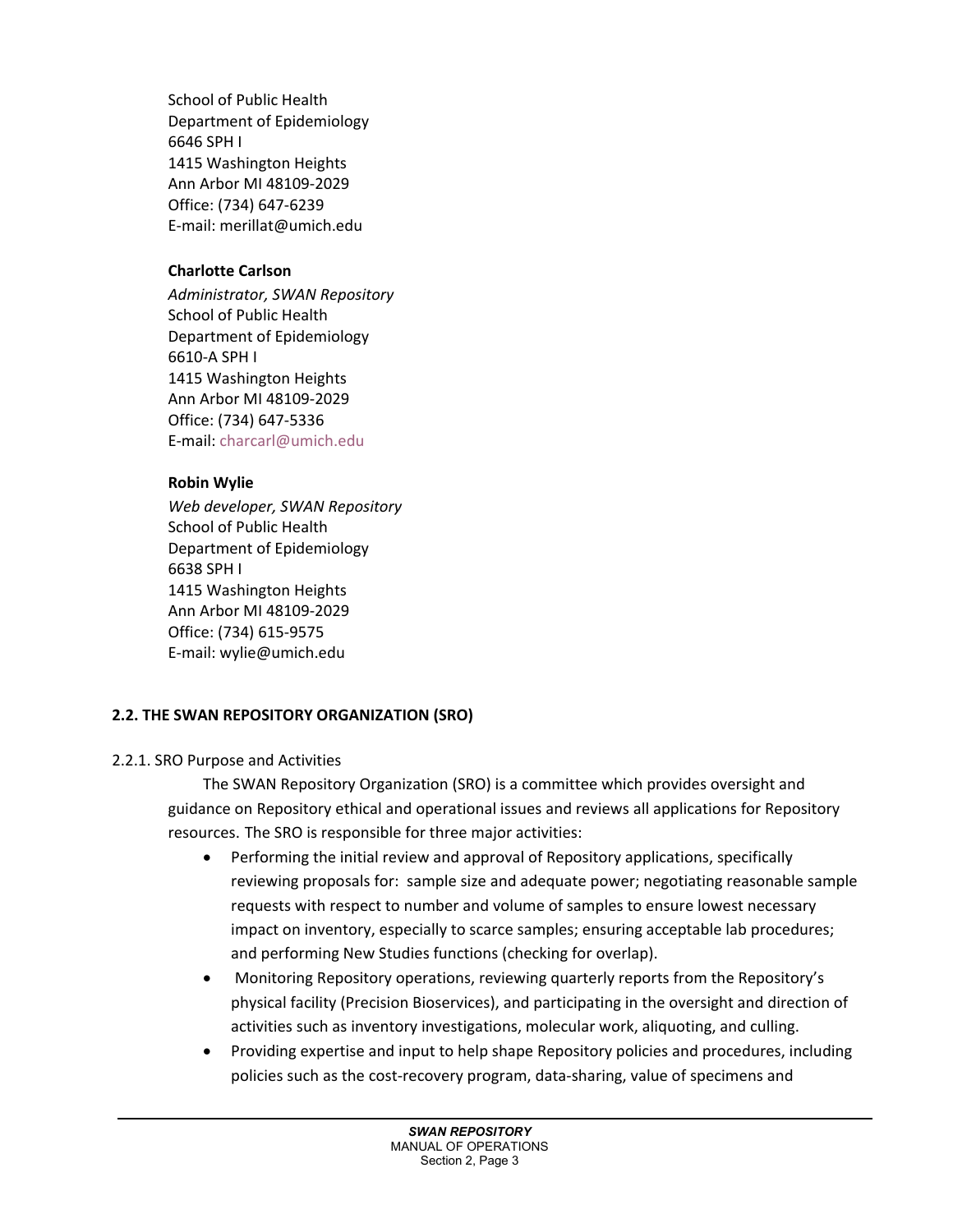School of Public Health
Department of Epidemiology
6646 SPH I
1415 Washington Heights
Ann Arbor MI 48109-2029
Office: (734) 647-6239
E-mail: merillat@umich.edu

**Charlotte Carlson**
*Administrator, SWAN Repository*
School of Public Health
Department of Epidemiology
6610-A SPH I
1415 Washington Heights
Ann Arbor MI 48109-2029
Office: (734) 647-5336
E-mail: charcarl@umich.edu

**Robin Wylie**
*Web developer, SWAN Repository*
School of Public Health
Department of Epidemiology
6638 SPH I
1415 Washington Heights
Ann Arbor MI 48109-2029
Office: (734) 615-9575
E-mail: wylie@umich.edu

## 2.2. THE SWAN REPOSITORY ORGANIZATION (SRO)

### 2.2.1. SRO Purpose and Activities

The SWAN Repository Organization (SRO) is a committee which provides oversight and guidance on Repository ethical and operational issues and reviews all applications for Repository resources. The SRO is responsible for three major activities:

- Performing the initial review and approval of Repository applications, specifically reviewing proposals for: sample size and adequate power; negotiating reasonable sample requests with respect to number and volume of samples to ensure lowest necessary impact on inventory, especially to scarce samples; ensuring acceptable lab procedures; and performing New Studies functions (checking for overlap).
- Monitoring Repository operations, reviewing quarterly reports from the Repository's physical facility (Precision Bioservices), and participating in the oversight and direction of activities such as inventory investigations, molecular work, aliquoting, and culling.
- Providing expertise and input to help shape Repository policies and procedures, including policies such as the cost-recovery program, data-sharing, value of specimens and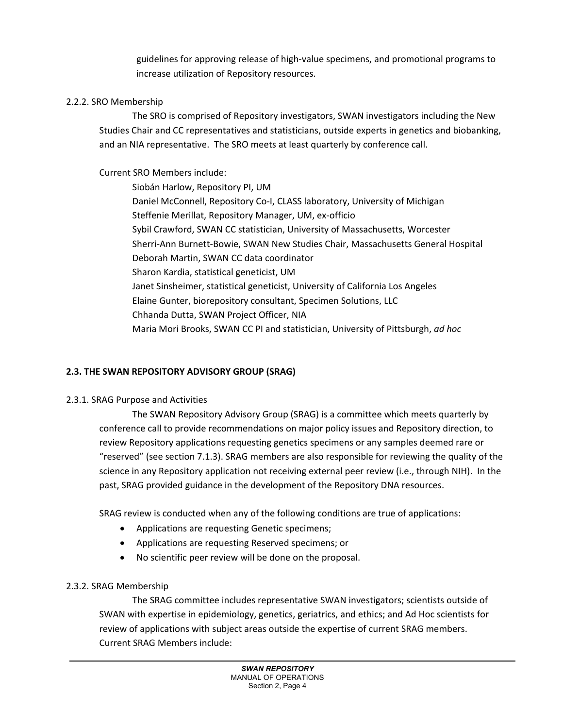guidelines for approving release of high-value specimens, and promotional programs to increase utilization of Repository resources.

2.2.2. SRO Membership

The SRO is comprised of Repository investigators, SWAN investigators including the New Studies Chair and CC representatives and statisticians, outside experts in genetics and biobanking, and an NIA representative. The SRO meets at least quarterly by conference call.

Current SRO Members include:

Siobán Harlow, Repository PI, UM
Daniel McConnell, Repository Co-I, CLASS laboratory, University of Michigan
Steffenie Merillat, Repository Manager, UM, ex-officio
Sybil Crawford, SWAN CC statistician, University of Massachusetts, Worcester
Sherri-Ann Burnett-Bowie, SWAN New Studies Chair, Massachusetts General Hospital
Deborah Martin, SWAN CC data coordinator
Sharon Kardia, statistical geneticist, UM
Janet Sinsheimer, statistical geneticist, University of California Los Angeles
Elaine Gunter, biorepository consultant, Specimen Solutions, LLC
Chhanda Dutta, SWAN Project Officer, NIA
Maria Mori Brooks, SWAN CC PI and statistician, University of Pittsburgh, *ad hoc*

## 2.3. THE SWAN REPOSITORY ADVISORY GROUP (SRAG)

2.3.1. SRAG Purpose and Activities

The SWAN Repository Advisory Group (SRAG) is a committee which meets quarterly by conference call to provide recommendations on major policy issues and Repository direction, to review Repository applications requesting genetics specimens or any samples deemed rare or "reserved" (see section 7.1.3). SRAG members are also responsible for reviewing the quality of the science in any Repository application not receiving external peer review (i.e., through NIH). In the past, SRAG provided guidance in the development of the Repository DNA resources.

SRAG review is conducted when any of the following conditions are true of applications:

- Applications are requesting Genetic specimens;
- Applications are requesting Reserved specimens; or
- No scientific peer review will be done on the proposal.

2.3.2. SRAG Membership

The SRAG committee includes representative SWAN investigators; scientists outside of SWAN with expertise in epidemiology, genetics, geriatrics, and ethics; and Ad Hoc scientists for review of applications with subject areas outside the expertise of current SRAG members. Current SRAG Members include: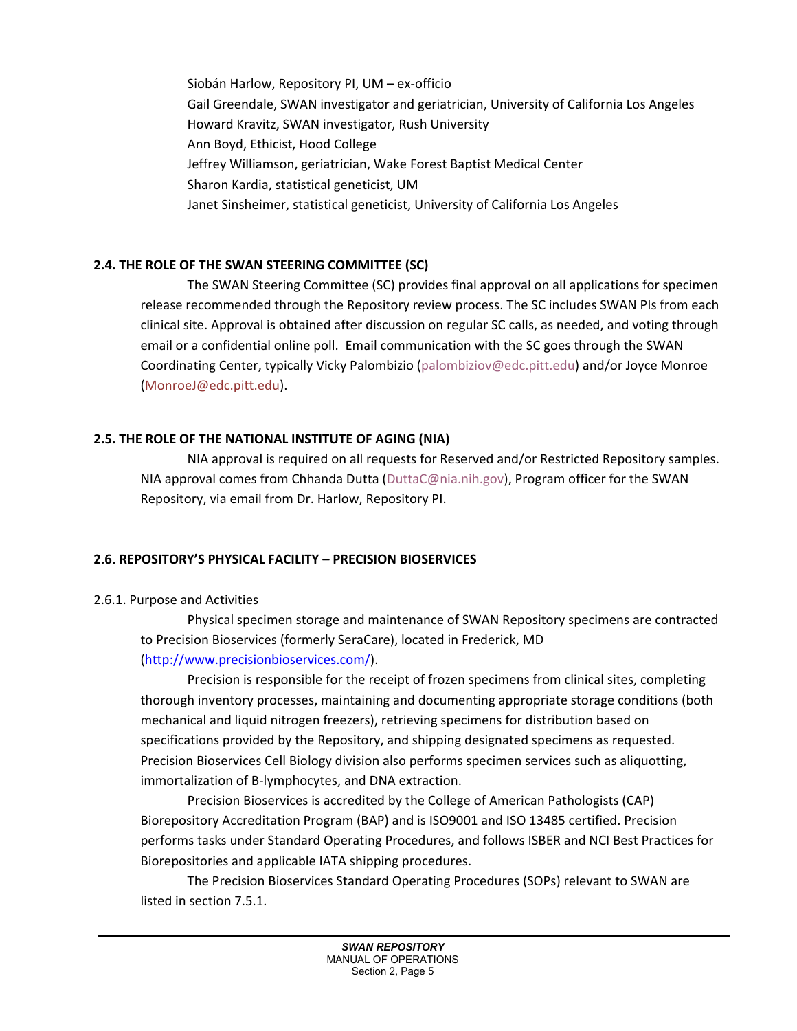Siobán Harlow, Repository PI, UM – ex-officio
Gail Greendale, SWAN investigator and geriatrician, University of California Los Angeles
Howard Kravitz, SWAN investigator, Rush University
Ann Boyd, Ethicist, Hood College
Jeffrey Williamson, geriatrician, Wake Forest Baptist Medical Center
Sharon Kardia, statistical geneticist, UM
Janet Sinsheimer, statistical geneticist, University of California Los Angeles

## 2.4. THE ROLE OF THE SWAN STEERING COMMITTEE (SC)

The SWAN Steering Committee (SC) provides final approval on all applications for specimen release recommended through the Repository review process. The SC includes SWAN PIs from each clinical site. Approval is obtained after discussion on regular SC calls, as needed, and voting through email or a confidential online poll. Email communication with the SC goes through the SWAN Coordinating Center, typically Vicky Palombizio (palombiziov@edc.pitt.edu) and/or Joyce Monroe (MonroeJ@edc.pitt.edu).

## 2.5. THE ROLE OF THE NATIONAL INSTITUTE OF AGING (NIA)

NIA approval is required on all requests for Reserved and/or Restricted Repository samples. NIA approval comes from Chhanda Dutta (DuttaC@nia.nih.gov), Program officer for the SWAN Repository, via email from Dr. Harlow, Repository PI.

## 2.6. REPOSITORY'S PHYSICAL FACILITY – PRECISION BIOSERVICES

### 2.6.1. Purpose and Activities

Physical specimen storage and maintenance of SWAN Repository specimens are contracted to Precision Bioservices (formerly SeraCare), located in Frederick, MD (http://www.precisionbioservices.com/).

Precision is responsible for the receipt of frozen specimens from clinical sites, completing thorough inventory processes, maintaining and documenting appropriate storage conditions (both mechanical and liquid nitrogen freezers), retrieving specimens for distribution based on specifications provided by the Repository, and shipping designated specimens as requested. Precision Bioservices Cell Biology division also performs specimen services such as aliquotting, immortalization of B-lymphocytes, and DNA extraction.

Precision Bioservices is accredited by the College of American Pathologists (CAP) Biorepository Accreditation Program (BAP) and is ISO9001 and ISO 13485 certified. Precision performs tasks under Standard Operating Procedures, and follows ISBER and NCI Best Practices for Biorepositories and applicable IATA shipping procedures.

The Precision Bioservices Standard Operating Procedures (SOPs) relevant to SWAN are listed in section 7.5.1.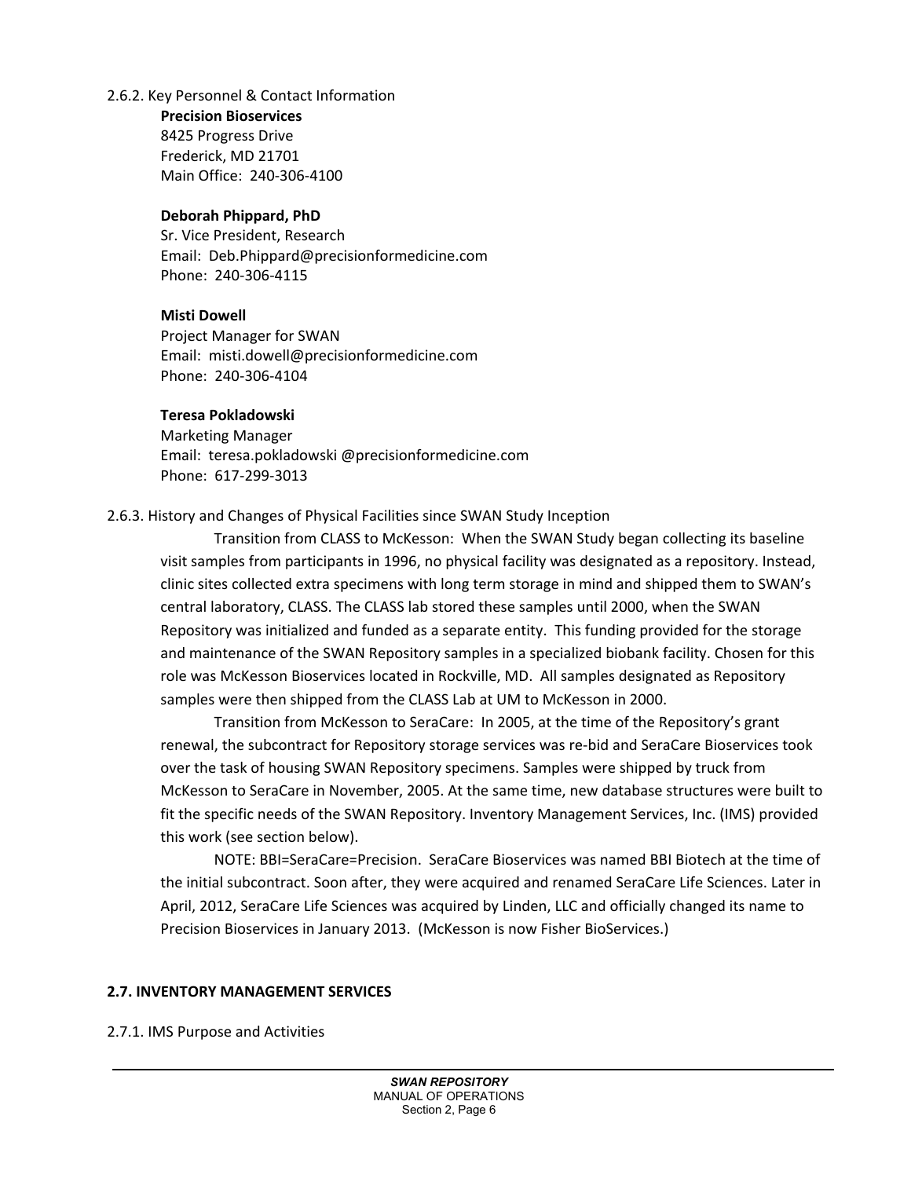2.6.2. Key Personnel & Contact Information

**Precision Bioservices**
8425 Progress Drive
Frederick, MD 21701
Main Office: 240-306-4100

**Deborah Phippard, PhD**
Sr. Vice President, Research
Email: Deb.Phippard@precisionformedicine.com
Phone: 240-306-4115

**Misti Dowell**
Project Manager for SWAN
Email: misti.dowell@precisionformedicine.com
Phone: 240-306-4104

**Teresa Pokladowski**
Marketing Manager
Email: teresa.pokladowski @precisionformedicine.com
Phone: 617-299-3013

2.6.3. History and Changes of Physical Facilities since SWAN Study Inception

Transition from CLASS to McKesson: When the SWAN Study began collecting its baseline visit samples from participants in 1996, no physical facility was designated as a repository. Instead, clinic sites collected extra specimens with long term storage in mind and shipped them to SWAN's central laboratory, CLASS. The CLASS lab stored these samples until 2000, when the SWAN Repository was initialized and funded as a separate entity. This funding provided for the storage and maintenance of the SWAN Repository samples in a specialized biobank facility. Chosen for this role was McKesson Bioservices located in Rockville, MD. All samples designated as Repository samples were then shipped from the CLASS Lab at UM to McKesson in 2000.

Transition from McKesson to SeraCare: In 2005, at the time of the Repository's grant renewal, the subcontract for Repository storage services was re-bid and SeraCare Bioservices took over the task of housing SWAN Repository specimens. Samples were shipped by truck from McKesson to SeraCare in November, 2005. At the same time, new database structures were built to fit the specific needs of the SWAN Repository. Inventory Management Services, Inc. (IMS) provided this work (see section below).

NOTE: BBI=SeraCare=Precision. SeraCare Bioservices was named BBI Biotech at the time of the initial subcontract. Soon after, they were acquired and renamed SeraCare Life Sciences. Later in April, 2012, SeraCare Life Sciences was acquired by Linden, LLC and officially changed its name to Precision Bioservices in January 2013. (McKesson is now Fisher BioServices.)

## 2.7. INVENTORY MANAGEMENT SERVICES

2.7.1. IMS Purpose and Activities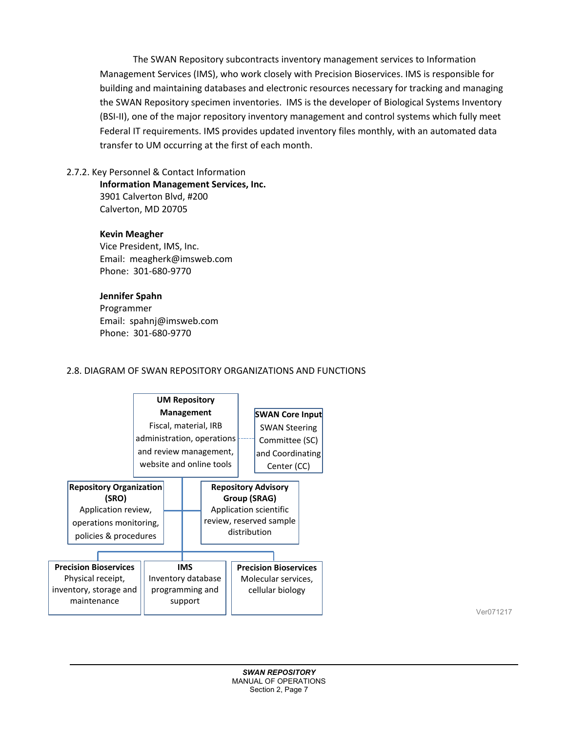The SWAN Repository subcontracts inventory management services to Information Management Services (IMS), who work closely with Precision Bioservices. IMS is responsible for building and maintaining databases and electronic resources necessary for tracking and managing the SWAN Repository specimen inventories. IMS is the developer of Biological Systems Inventory (BSI-II), one of the major repository inventory management and control systems which fully meet Federal IT requirements. IMS provides updated inventory files monthly, with an automated data transfer to UM occurring at the first of each month.

2.7.2. Key Personnel & Contact Information

**Information Management Services, Inc.**
3901 Calverton Blvd, #200
Calverton, MD 20705

**Kevin Meagher**
Vice President, IMS, Inc.
Email: meagherk@imsweb.com
Phone: 301-680-9770

**Jennifer Spahn**
Programmer
Email: spahnj@imsweb.com
Phone: 301-680-9770

## 2.8. DIAGRAM OF SWAN REPOSITORY ORGANIZATIONS AND FUNCTIONS

**UM Repository Management**
Fiscal, material, IRB administration, operations and review management, website and online tools

**SWAN Core Input**
SWAN Steering Committee (SC) and Coordinating Center (CC)

**Repository Organization (SRO)**
Application review, operations monitoring, policies & procedures

**Repository Advisory Group (SRAG)**
Application scientific review, reserved sample distribution

**Precision Bioservices**
Physical receipt, inventory, storage and maintenance

**IMS**
Inventory database programming and support

**Precision Bioservices**
Molecular services, cellular biology

Ver071217